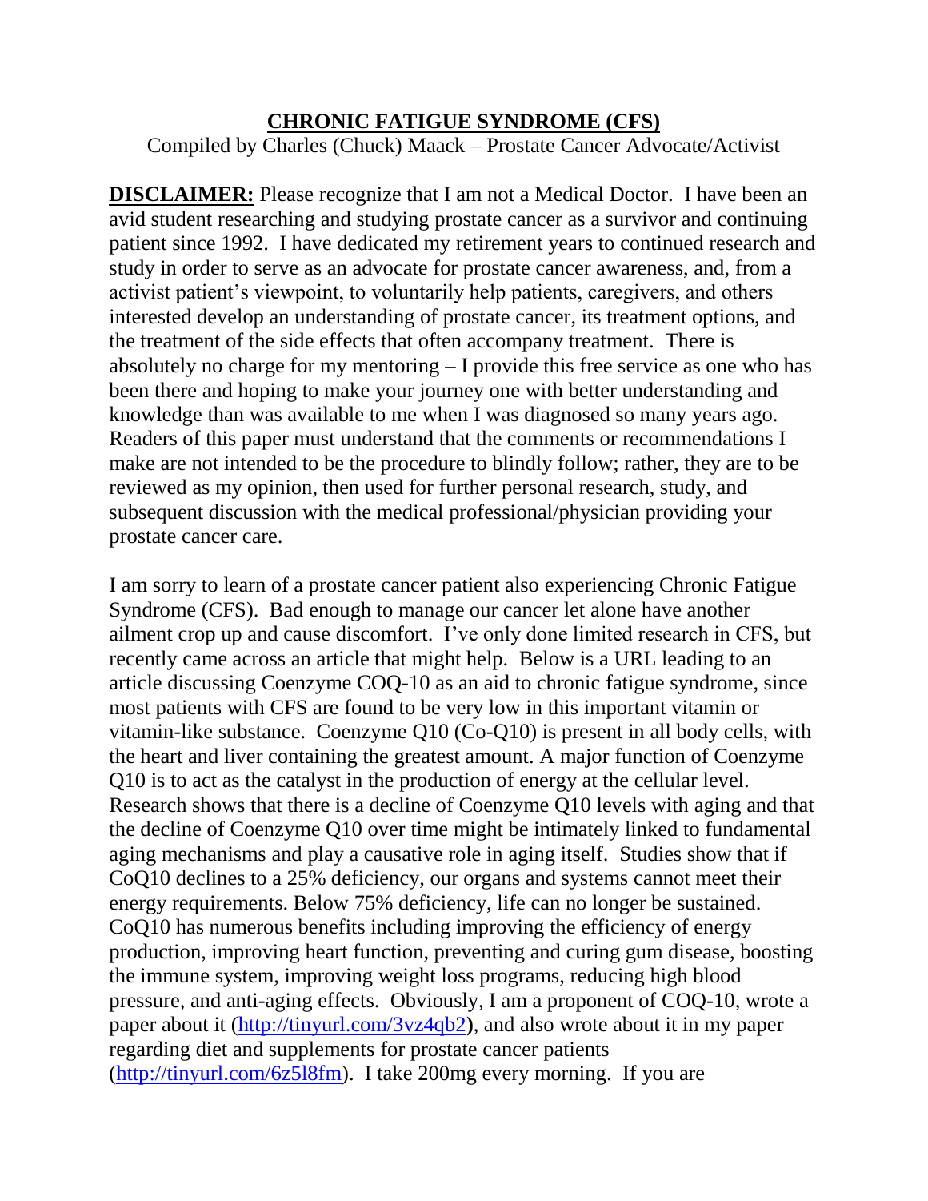# CHRONIC FATIGUE SYNDROME (CFS)

Compiled by Charles (Chuck) Maack – Prostate Cancer Advocate/Activist

**DISCLAIMER:** Please recognize that I am not a Medical Doctor. I have been an avid student researching and studying prostate cancer as a survivor and continuing patient since 1992. I have dedicated my retirement years to continued research and study in order to serve as an advocate for prostate cancer awareness, and, from a activist patient's viewpoint, to voluntarily help patients, caregivers, and others interested develop an understanding of prostate cancer, its treatment options, and the treatment of the side effects that often accompany treatment. There is absolutely no charge for my mentoring – I provide this free service as one who has been there and hoping to make your journey one with better understanding and knowledge than was available to me when I was diagnosed so many years ago. Readers of this paper must understand that the comments or recommendations I make are not intended to be the procedure to blindly follow; rather, they are to be reviewed as my opinion, then used for further personal research, study, and subsequent discussion with the medical professional/physician providing your prostate cancer care.

I am sorry to learn of a prostate cancer patient also experiencing Chronic Fatigue Syndrome (CFS). Bad enough to manage our cancer let alone have another ailment crop up and cause discomfort. I've only done limited research in CFS, but recently came across an article that might help. Below is a URL leading to an article discussing Coenzyme COQ-10 as an aid to chronic fatigue syndrome, since most patients with CFS are found to be very low in this important vitamin or vitamin-like substance. Coenzyme Q10 (Co-Q10) is present in all body cells, with the heart and liver containing the greatest amount. A major function of Coenzyme Q10 is to act as the catalyst in the production of energy at the cellular level. Research shows that there is a decline of Coenzyme Q10 levels with aging and that the decline of Coenzyme Q10 over time might be intimately linked to fundamental aging mechanisms and play a causative role in aging itself. Studies show that if CoQ10 declines to a 25% deficiency, our organs and systems cannot meet their energy requirements. Below 75% deficiency, life can no longer be sustained. CoQ10 has numerous benefits including improving the efficiency of energy production, improving heart function, preventing and curing gum disease, boosting the immune system, improving weight loss programs, reducing high blood pressure, and anti-aging effects. Obviously, I am a proponent of COQ-10, wrote a paper about it (http://tinyurl.com/3vz4qb2), and also wrote about it in my paper regarding diet and supplements for prostate cancer patients (http://tinyurl.com/6z5l8fm). I take 200mg every morning. If you are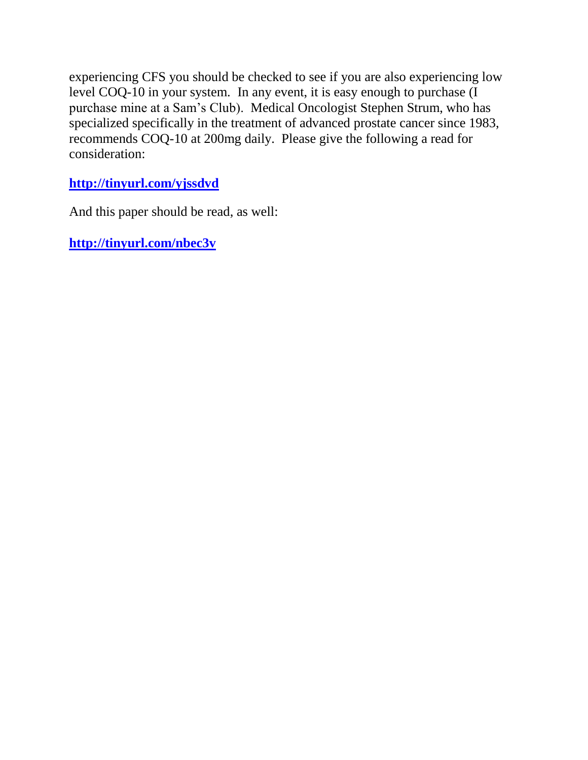experiencing CFS you should be checked to see if you are also experiencing low level COQ-10 in your system. In any event, it is easy enough to purchase (I purchase mine at a Sam's Club). Medical Oncologist Stephen Strum, who has specialized specifically in the treatment of advanced prostate cancer since 1983, recommends COQ-10 at 200mg daily. Please give the following a read for consideration:

**http://tinyurl.com/yjssdvd**

And this paper should be read, as well:

**http://tinyurl.com/nbec3v**